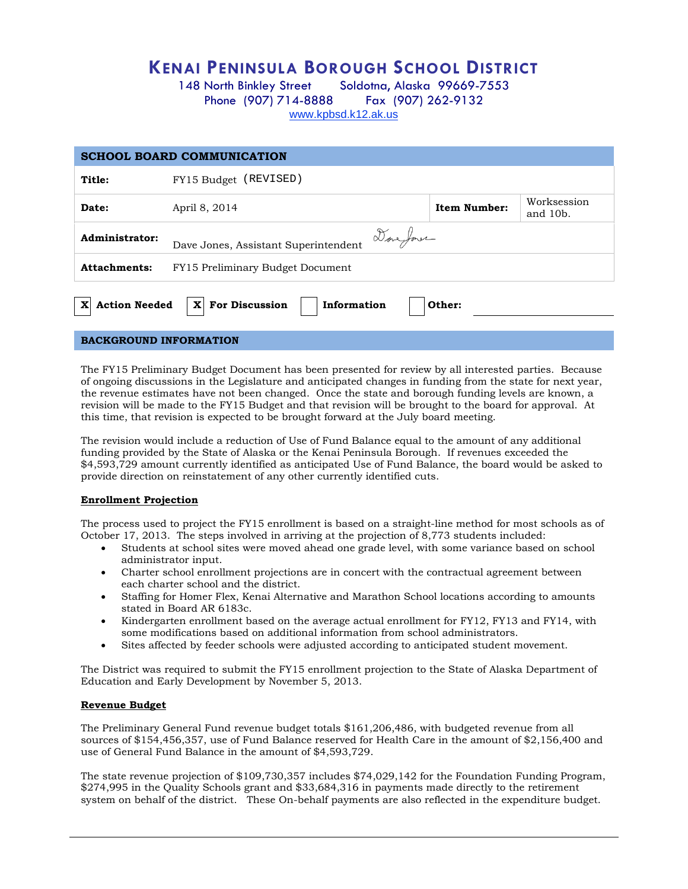# KENAI PENINSULA BOROUGH SCHOOL DISTRICT

148 North Binkley Street Soldotna, Alaska 99669-7553
Phone (907) 714-8888 Fax (907) 262-9132
www.kpbsd.k12.ak.us

## SCHOOL BOARD COMMUNICATION

| | | | |
|---|---|---|---|
| **Title:** | FY15 Budget (REVISED) | | |
| **Date:** | April 8, 2014 | **Item Number:** | Worksession and 10b. |
| **Administrator:** | Dave Jones, Assistant Superintendent | | |
| **Attachments:** | FY15 Preliminary Budget Document | | |

[X] **Action Needed** [X] **For Discussion** [ ] **Information** [ ] **Other:**

## BACKGROUND INFORMATION

The FY15 Preliminary Budget Document has been presented for review by all interested parties. Because of ongoing discussions in the Legislature and anticipated changes in funding from the state for next year, the revenue estimates have not been changed. Once the state and borough funding levels are known, a revision will be made to the FY15 Budget and that revision will be brought to the board for approval. At this time, that revision is expected to be brought forward at the July board meeting.

The revision would include a reduction of Use of Fund Balance equal to the amount of any additional funding provided by the State of Alaska or the Kenai Peninsula Borough. If revenues exceeded the $4,593,729 amount currently identified as anticipated Use of Fund Balance, the board would be asked to provide direction on reinstatement of any other currently identified cuts.

### Enrollment Projection

The process used to project the FY15 enrollment is based on a straight-line method for most schools as of October 17, 2013. The steps involved in arriving at the projection of 8,773 students included:

- Students at school sites were moved ahead one grade level, with some variance based on school administrator input.
- Charter school enrollment projections are in concert with the contractual agreement between each charter school and the district.
- Staffing for Homer Flex, Kenai Alternative and Marathon School locations according to amounts stated in Board AR 6183c.
- Kindergarten enrollment based on the average actual enrollment for FY12, FY13 and FY14, with some modifications based on additional information from school administrators.
- Sites affected by feeder schools were adjusted according to anticipated student movement.

The District was required to submit the FY15 enrollment projection to the State of Alaska Department of Education and Early Development by November 5, 2013.

### Revenue Budget

The Preliminary General Fund revenue budget totals $161,206,486, with budgeted revenue from all sources of $154,456,357, use of Fund Balance reserved for Health Care in the amount of $2,156,400 and use of General Fund Balance in the amount of $4,593,729.

The state revenue projection of $109,730,357 includes $74,029,142 for the Foundation Funding Program, $274,995 in the Quality Schools grant and $33,684,316 in payments made directly to the retirement system on behalf of the district. These On-behalf payments are also reflected in the expenditure budget.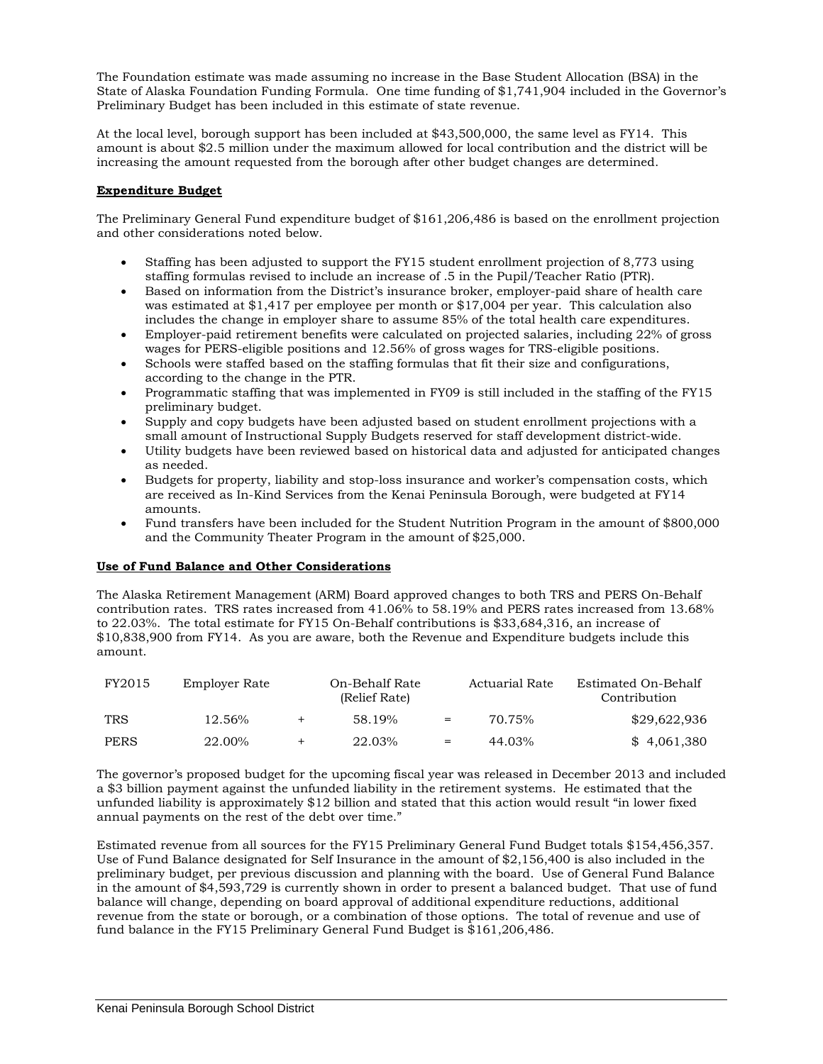The Foundation estimate was made assuming no increase in the Base Student Allocation (BSA) in the State of Alaska Foundation Funding Formula. One time funding of $1,741,904 included in the Governor's Preliminary Budget has been included in this estimate of state revenue.

At the local level, borough support has been included at $43,500,000, the same level as FY14. This amount is about $2.5 million under the maximum allowed for local contribution and the district will be increasing the amount requested from the borough after other budget changes are determined.

**Expenditure Budget**

The Preliminary General Fund expenditure budget of $161,206,486 is based on the enrollment projection and other considerations noted below.

- Staffing has been adjusted to support the FY15 student enrollment projection of 8,773 using staffing formulas revised to include an increase of .5 in the Pupil/Teacher Ratio (PTR).
- Based on information from the District's insurance broker, employer-paid share of health care was estimated at $1,417 per employee per month or $17,004 per year. This calculation also includes the change in employer share to assume 85% of the total health care expenditures.
- Employer-paid retirement benefits were calculated on projected salaries, including 22% of gross wages for PERS-eligible positions and 12.56% of gross wages for TRS-eligible positions.
- Schools were staffed based on the staffing formulas that fit their size and configurations, according to the change in the PTR.
- Programmatic staffing that was implemented in FY09 is still included in the staffing of the FY15 preliminary budget.
- Supply and copy budgets have been adjusted based on student enrollment projections with a small amount of Instructional Supply Budgets reserved for staff development district-wide.
- Utility budgets have been reviewed based on historical data and adjusted for anticipated changes as needed.
- Budgets for property, liability and stop-loss insurance and worker's compensation costs, which are received as In-Kind Services from the Kenai Peninsula Borough, were budgeted at FY14 amounts.
- Fund transfers have been included for the Student Nutrition Program in the amount of $800,000 and the Community Theater Program in the amount of $25,000.

**Use of Fund Balance and Other Considerations**

The Alaska Retirement Management (ARM) Board approved changes to both TRS and PERS On-Behalf contribution rates. TRS rates increased from 41.06% to 58.19% and PERS rates increased from 13.68% to 22.03%. The total estimate for FY15 On-Behalf contributions is $33,684,316, an increase of $10,838,900 from FY14. As you are aware, both the Revenue and Expenditure budgets include this amount.

| FY2015 | Employer Rate | | On-Behalf Rate (Relief Rate) | | Actuarial Rate | Estimated On-Behalf Contribution |
|---|---|---|---|---|---|---|
| TRS | 12.56% | + | 58.19% | = | 70.75% | $29,622,936 |
| PERS | 22.00% | + | 22.03% | = | 44.03% | $ 4,061,380 |

The governor's proposed budget for the upcoming fiscal year was released in December 2013 and included a $3 billion payment against the unfunded liability in the retirement systems. He estimated that the unfunded liability is approximately $12 billion and stated that this action would result "in lower fixed annual payments on the rest of the debt over time."

Estimated revenue from all sources for the FY15 Preliminary General Fund Budget totals $154,456,357. Use of Fund Balance designated for Self Insurance in the amount of $2,156,400 is also included in the preliminary budget, per previous discussion and planning with the board. Use of General Fund Balance in the amount of $4,593,729 is currently shown in order to present a balanced budget. That use of fund balance will change, depending on board approval of additional expenditure reductions, additional revenue from the state or borough, or a combination of those options. The total of revenue and use of fund balance in the FY15 Preliminary General Fund Budget is $161,206,486.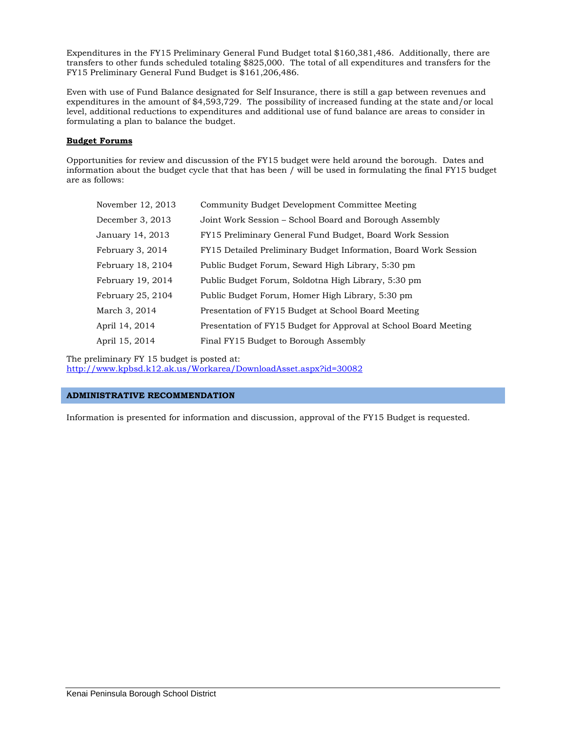Expenditures in the FY15 Preliminary General Fund Budget total $160,381,486. Additionally, there are transfers to other funds scheduled totaling $825,000. The total of all expenditures and transfers for the FY15 Preliminary General Fund Budget is $161,206,486.

Even with use of Fund Balance designated for Self Insurance, there is still a gap between revenues and expenditures in the amount of $4,593,729. The possibility of increased funding at the state and/or local level, additional reductions to expenditures and additional use of fund balance are areas to consider in formulating a plan to balance the budget.

**Budget Forums**

Opportunities for review and discussion of the FY15 budget were held around the borough. Dates and information about the budget cycle that that has been / will be used in formulating the final FY15 budget are as follows:

| | |
|---|---|
| November 12, 2013 | Community Budget Development Committee Meeting |
| December 3, 2013 | Joint Work Session – School Board and Borough Assembly |
| January 14, 2013 | FY15 Preliminary General Fund Budget, Board Work Session |
| February 3, 2014 | FY15 Detailed Preliminary Budget Information, Board Work Session |
| February 18, 2104 | Public Budget Forum, Seward High Library, 5:30 pm |
| February 19, 2014 | Public Budget Forum, Soldotna High Library, 5:30 pm |
| February 25, 2104 | Public Budget Forum, Homer High Library, 5:30 pm |
| March 3, 2014 | Presentation of FY15 Budget at School Board Meeting |
| April 14, 2014 | Presentation of FY15 Budget for Approval at School Board Meeting |
| April 15, 2014 | Final FY15 Budget to Borough Assembly |

The preliminary FY 15 budget is posted at:
http://www.kpbsd.k12.ak.us/Workarea/DownloadAsset.aspx?id=30082

## ADMINISTRATIVE RECOMMENDATION

Information is presented for information and discussion, approval of the FY15 Budget is requested.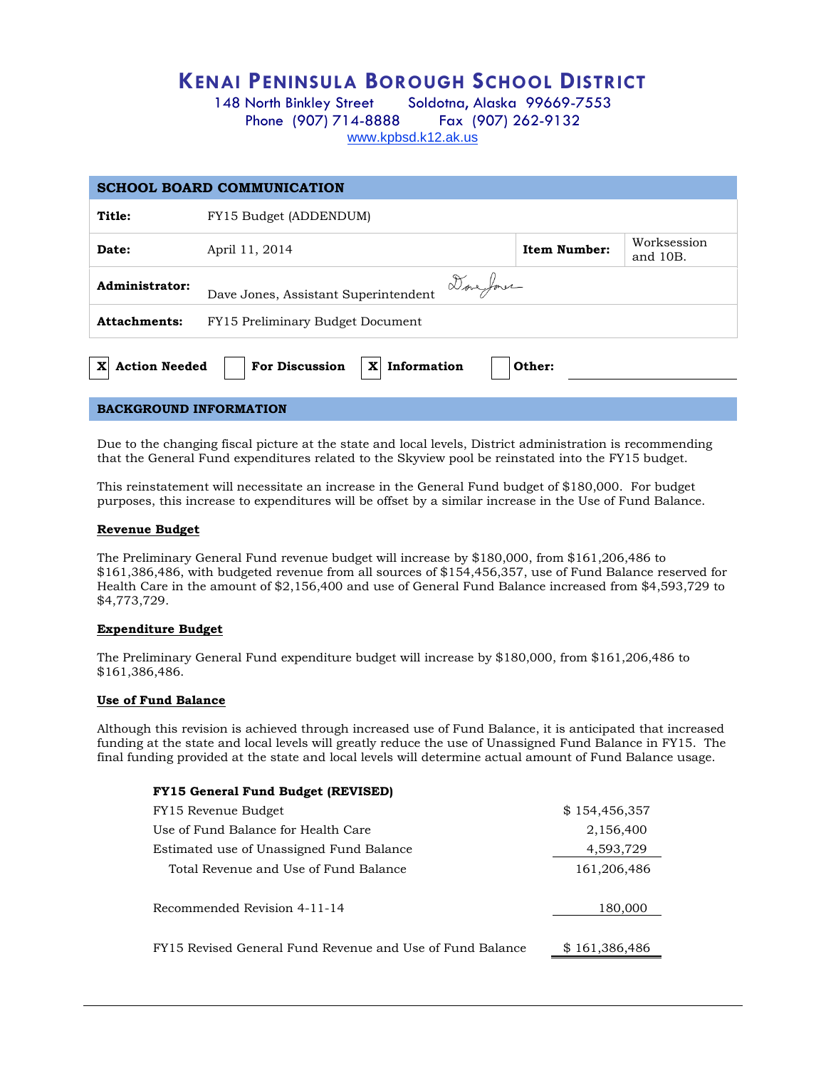# KENAI PENINSULA BOROUGH SCHOOL DISTRICT

148 North Binkley Street Soldotna, Alaska 99669-7553
Phone (907) 714-8888 Fax (907) 262-9132
www.kpbsd.k12.ak.us

## SCHOOL BOARD COMMUNICATION

| | | | |
|---|---|---|---|
| **Title:** | FY15 Budget (ADDENDUM) | | |
| **Date:** | April 11, 2014 | **Item Number:** | Worksession and 10B. |
| **Administrator:** | Dave Jones, Assistant Superintendent | | |
| **Attachments:** | FY15 Preliminary Budget Document | | |

[X] **Action Needed** [ ] **For Discussion** [X] **Information** [ ] **Other:** ____________

## BACKGROUND INFORMATION

Due to the changing fiscal picture at the state and local levels, District administration is recommending that the General Fund expenditures related to the Skyview pool be reinstated into the FY15 budget.

This reinstatement will necessitate an increase in the General Fund budget of $180,000. For budget purposes, this increase to expenditures will be offset by a similar increase in the Use of Fund Balance.

**Revenue Budget**

The Preliminary General Fund revenue budget will increase by $180,000, from $161,206,486 to $161,386,486, with budgeted revenue from all sources of $154,456,357, use of Fund Balance reserved for Health Care in the amount of $2,156,400 and use of General Fund Balance increased from $4,593,729 to $4,773,729.

**Expenditure Budget**

The Preliminary General Fund expenditure budget will increase by $180,000, from $161,206,486 to $161,386,486.

**Use of Fund Balance**

Although this revision is achieved through increased use of Fund Balance, it is anticipated that increased funding at the state and local levels will greatly reduce the use of Unassigned Fund Balance in FY15. The final funding provided at the state and local levels will determine actual amount of Fund Balance usage.

| **FY15 General Fund Budget (REVISED)** | |
|---|---|
| FY15 Revenue Budget | $ 154,456,357 |
| Use of Fund Balance for Health Care | 2,156,400 |
| Estimated use of Unassigned Fund Balance | 4,593,729 |
| Total Revenue and Use of Fund Balance | 161,206,486 |
| Recommended Revision 4-11-14 | 180,000 |
| FY15 Revised General Fund Revenue and Use of Fund Balance | $ 161,386,486 |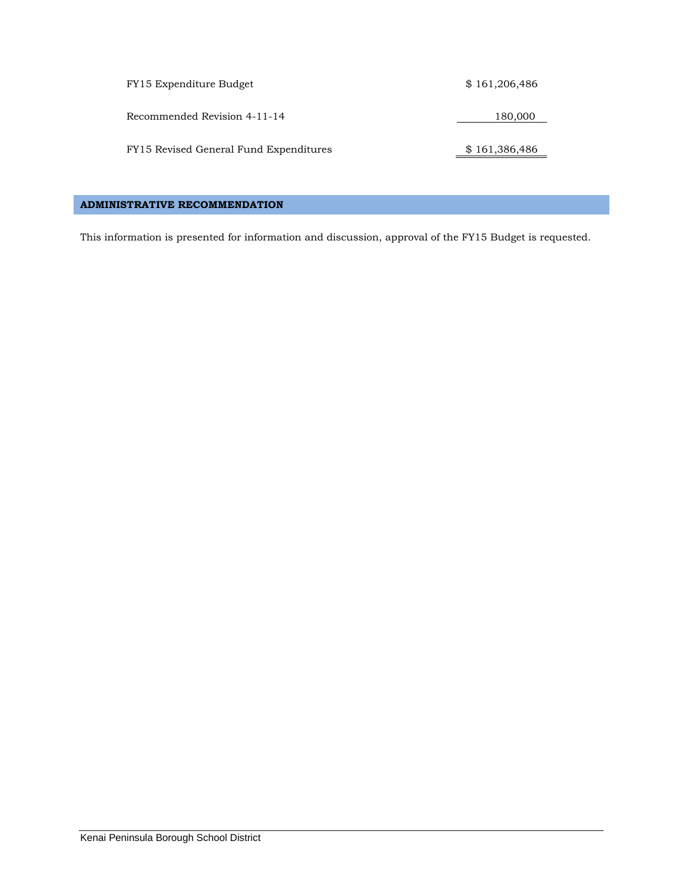| | |
|---|---|
| FY15 Expenditure Budget | $ 161,206,486 |
| Recommended Revision 4-11-14 | 180,000 |
| FY15 Revised General Fund Expenditures | $ 161,386,486 |

## ADMINISTRATIVE RECOMMENDATION

This information is presented for information and discussion, approval of the FY15 Budget is requested.